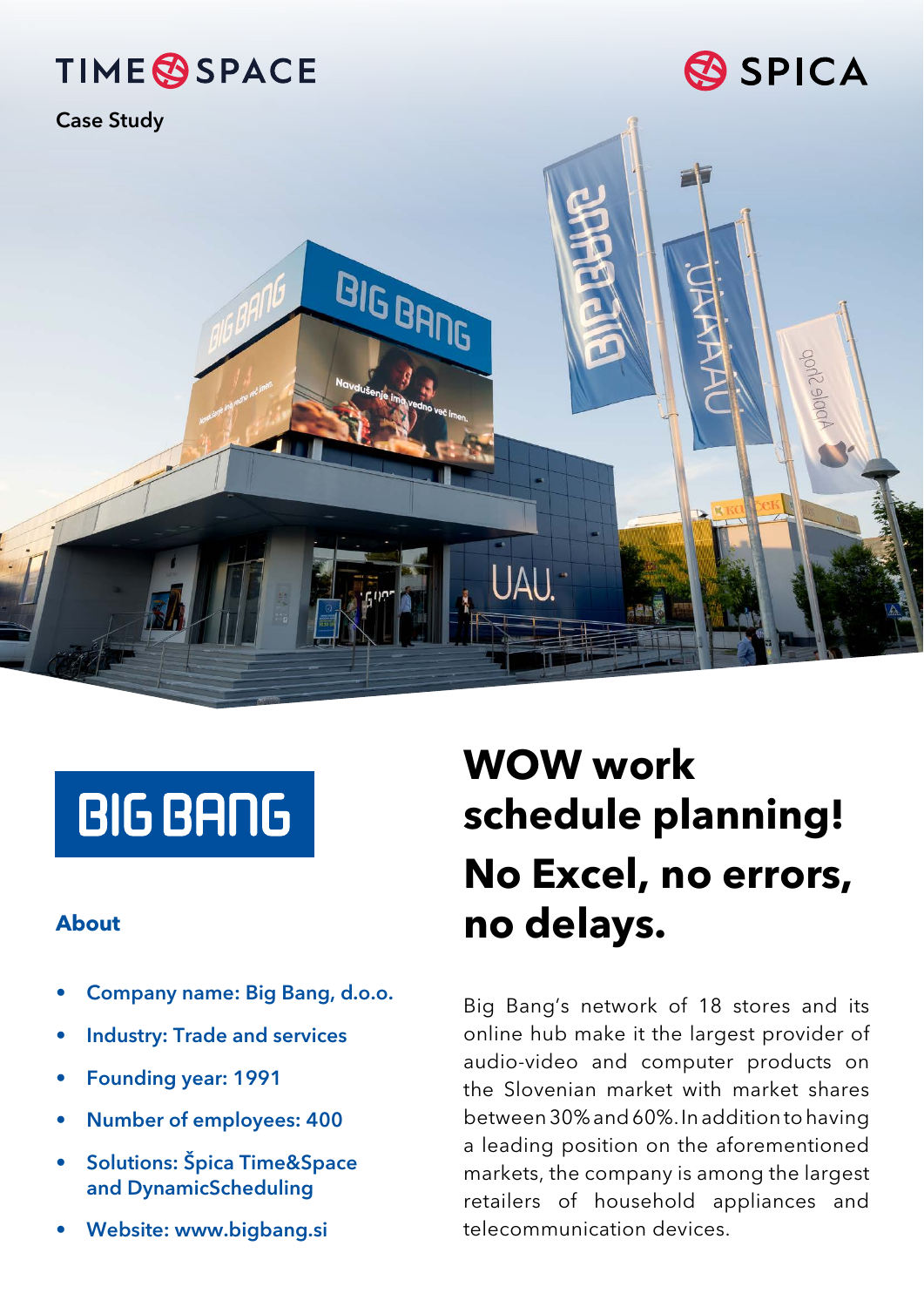TIME SPACE

SPICA

Case Study

BIG BANG

## About

- Company name: Big Bang, d.o.o.
- Industry: Trade and services
- Founding year: 1991
- Number of employees: 400
- Solutions: Špica Time&Space and DynamicScheduling
- Website: www.bigbang.si

# WOW work schedule planning!

# No Excel, no errors, no delays.

Big Bang's network of 18 stores and its online hub make it the largest provider of audio-video and computer products on the Slovenian market with market shares between 30% and 60%. In addition to having a leading position on the aforementioned markets, the company is among the largest retailers of household appliances and telecommunication devices.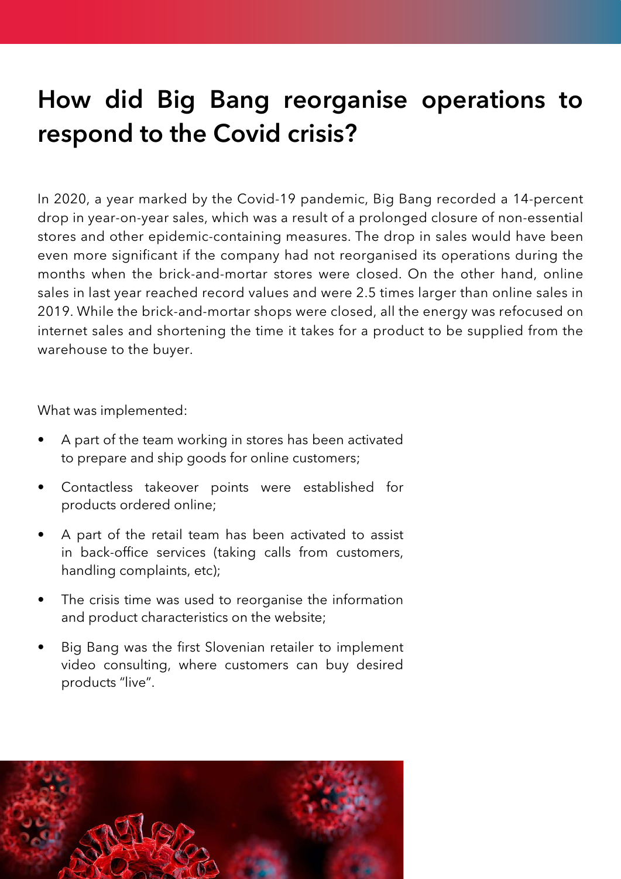# How did Big Bang reorganise operations to respond to the Covid crisis?

In 2020, a year marked by the Covid-19 pandemic, Big Bang recorded a 14-percent drop in year-on-year sales, which was a result of a prolonged closure of non-essential stores and other epidemic-containing measures. The drop in sales would have been even more significant if the company had not reorganised its operations during the months when the brick-and-mortar stores were closed. On the other hand, online sales in last year reached record values and were 2.5 times larger than online sales in 2019. While the brick-and-mortar shops were closed, all the energy was refocused on internet sales and shortening the time it takes for a product to be supplied from the warehouse to the buyer.

What was implemented:

- A part of the team working in stores has been activated to prepare and ship goods for online customers;
- Contactless takeover points were established for products ordered online;
- A part of the retail team has been activated to assist in back-office services (taking calls from customers, handling complaints, etc);
- The crisis time was used to reorganise the information and product characteristics on the website;
- Big Bang was the first Slovenian retailer to implement video consulting, where customers can buy desired products "live".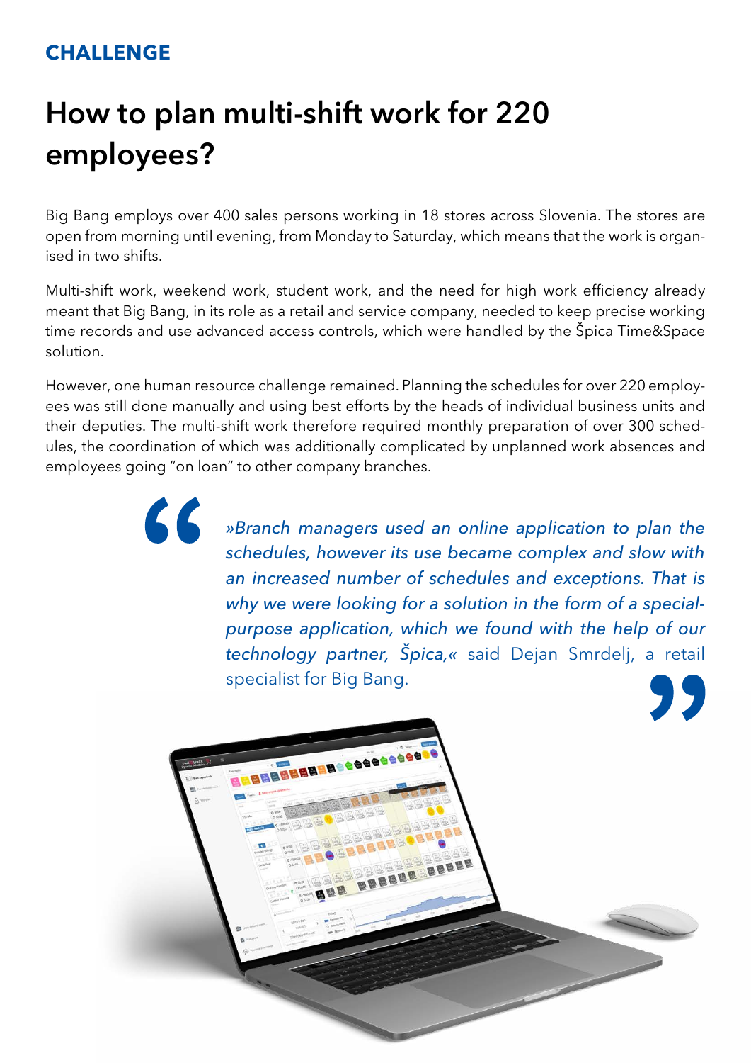**CHALLENGE**

# How to plan multi-shift work for 220 employees?

Big Bang employs over 400 sales persons working in 18 stores across Slovenia. The stores are open from morning until evening, from Monday to Saturday, which means that the work is organised in two shifts.

Multi-shift work, weekend work, student work, and the need for high work efficiency already meant that Big Bang, in its role as a retail and service company, needed to keep precise working time records and use advanced access controls, which were handled by the Špica Time&Space solution.

However, one human resource challenge remained. Planning the schedules for over 220 employees was still done manually and using best efforts by the heads of individual business units and their deputies. The multi-shift work therefore required monthly preparation of over 300 schedules, the coordination of which was additionally complicated by unplanned work absences and employees going "on loan" to other company branches.

> *»Branch managers used an online application to plan the schedules, however its use became complex and slow with an increased number of schedules and exceptions. That is why we were looking for a solution in the form of a special-purpose application, which we found with the help of our technology partner, Špica,«* said Dejan Smrdelj, a retail specialist for Big Bang.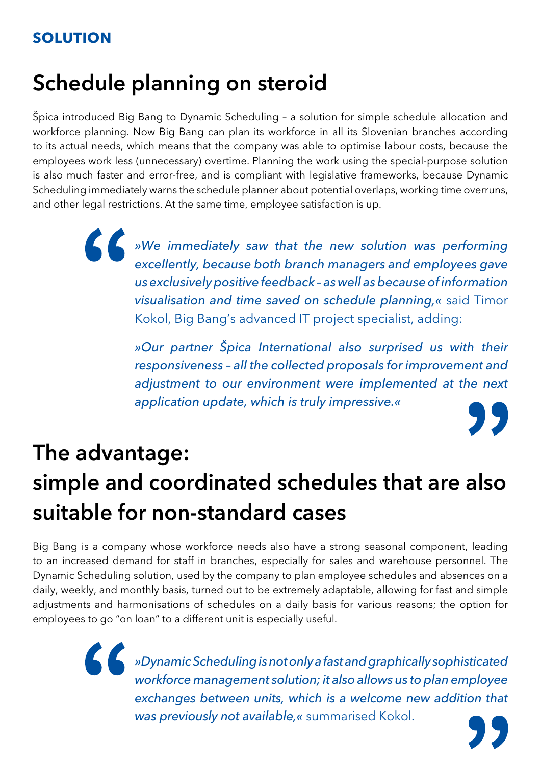**SOLUTION**

# Schedule planning on steroid

Špica introduced Big Bang to Dynamic Scheduling – a solution for simple schedule allocation and workforce planning. Now Big Bang can plan its workforce in all its Slovenian branches according to its actual needs, which means that the company was able to optimise labour costs, because the employees work less (unnecessary) overtime. Planning the work using the special-purpose solution is also much faster and error-free, and is compliant with legislative frameworks, because Dynamic Scheduling immediately warns the schedule planner about potential overlaps, working time overruns, and other legal restrictions. At the same time, employee satisfaction is up.

> *»We immediately saw that the new solution was performing excellently, because both branch managers and employees gave us exclusively positive feedback – as well as because of information visualisation and time saved on schedule planning,«* said Timor Kokol, Big Bang's advanced IT project specialist, adding:
>
> *»Our partner Špica International also surprised us with their responsiveness – all the collected proposals for improvement and adjustment to our environment were implemented at the next application update, which is truly impressive.«*

# The advantage: simple and coordinated schedules that are also suitable for non-standard cases

Big Bang is a company whose workforce needs also have a strong seasonal component, leading to an increased demand for staff in branches, especially for sales and warehouse personnel. The Dynamic Scheduling solution, used by the company to plan employee schedules and absences on a daily, weekly, and monthly basis, turned out to be extremely adaptable, allowing for fast and simple adjustments and harmonisations of schedules on a daily basis for various reasons; the option for employees to go "on loan" to a different unit is especially useful.

> *»Dynamic Scheduling is not only a fast and graphically sophisticated workforce management solution; it also allows us to plan employee exchanges between units, which is a welcome new addition that was previously not available,«* summarised Kokol.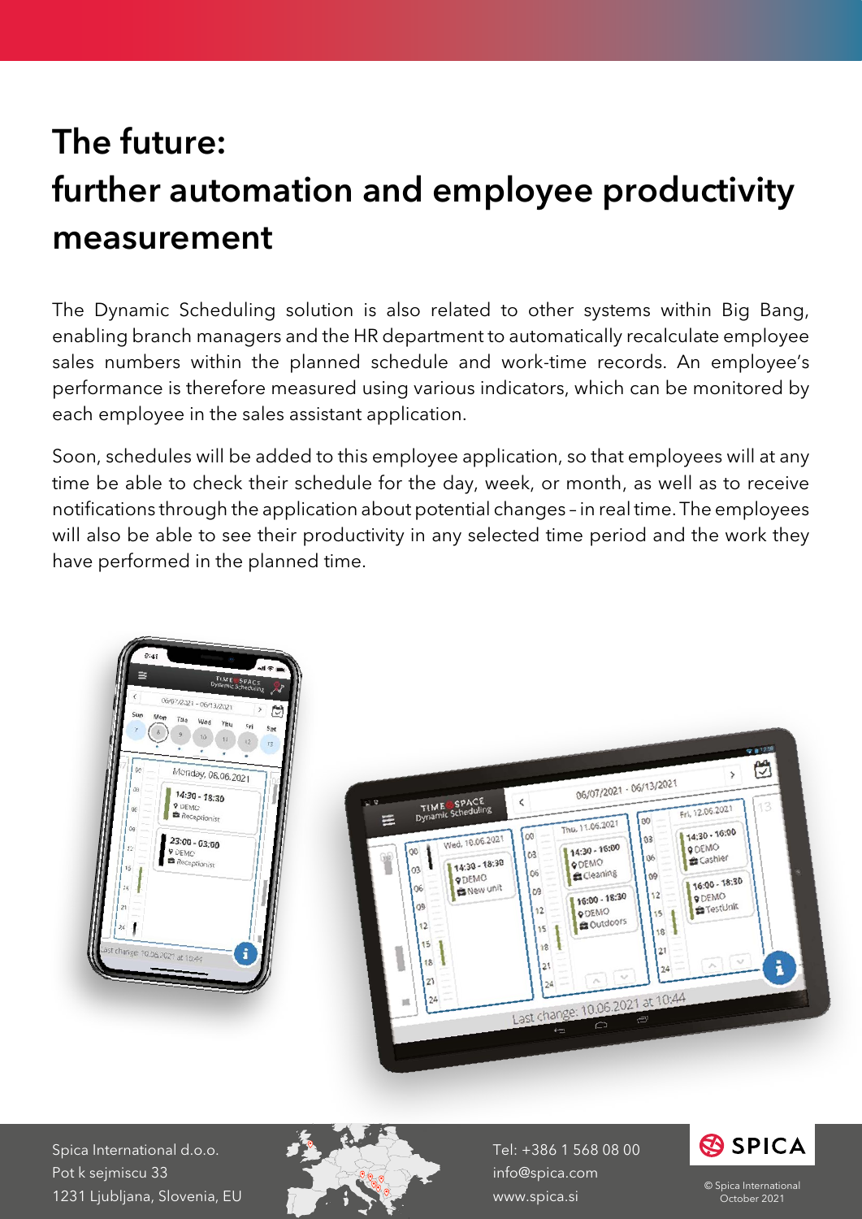# The future: further automation and employee productivity measurement

The Dynamic Scheduling solution is also related to other systems within Big Bang, enabling branch managers and the HR department to automatically recalculate employee sales numbers within the planned schedule and work-time records. An employee's performance is therefore measured using various indicators, which can be monitored by each employee in the sales assistant application.

Soon, schedules will be added to this employee application, so that employees will at any time be able to check their schedule for the day, week, or month, as well as to receive notifications through the application about potential changes – in real time. The employees will also be able to see their productivity in any selected time period and the work they have performed in the planned time.

Spica International d.o.o.
Pot k sejmiscu 33
1231 Ljubljana, Slovenia, EU

Tel: +386 1 568 08 00
info@spica.com
www.spica.si

© Spica International
October 2021